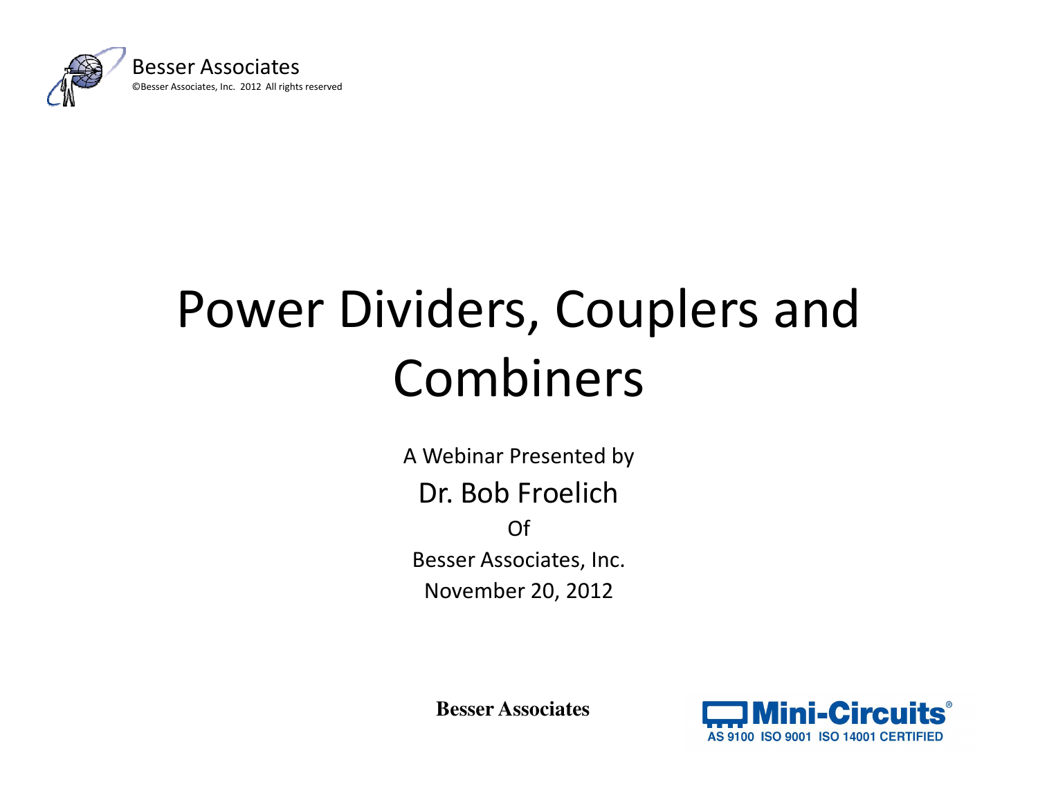Besser Associates

©Besser Associates, Inc. 2012 All rights reserved

# Power Dividers, Couplers and Combiners

A Webinar Presented by

Dr. Bob Froelich

Of

Besser Associates, Inc.

November 20, 2012

**Besser Associates**

Mini-Circuits®

AS 9100 ISO 9001 ISO 14001 CERTIFIED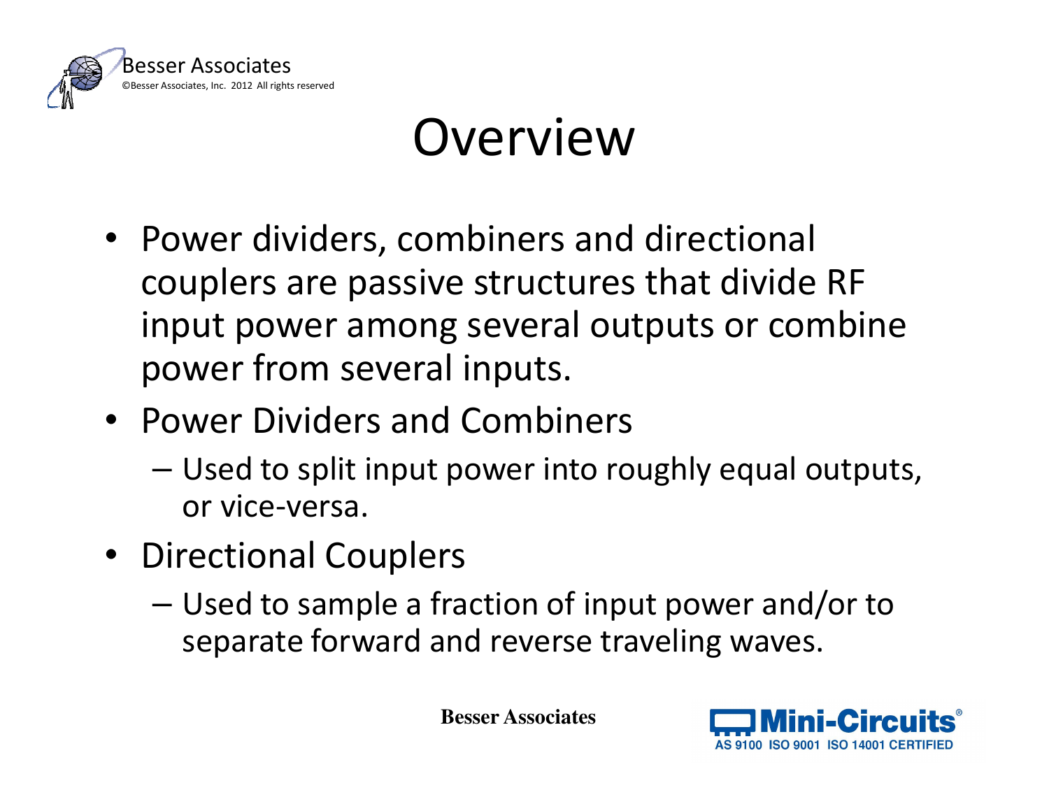# Overview

- Power dividers, combiners and directional couplers are passive structures that divide RF input power among several outputs or combine power from several inputs.
- Power Dividers and Combiners
  - Used to split input power into roughly equal outputs, or vice-versa.
- Directional Couplers
  - Used to sample a fraction of input power and/or to separate forward and reverse traveling waves.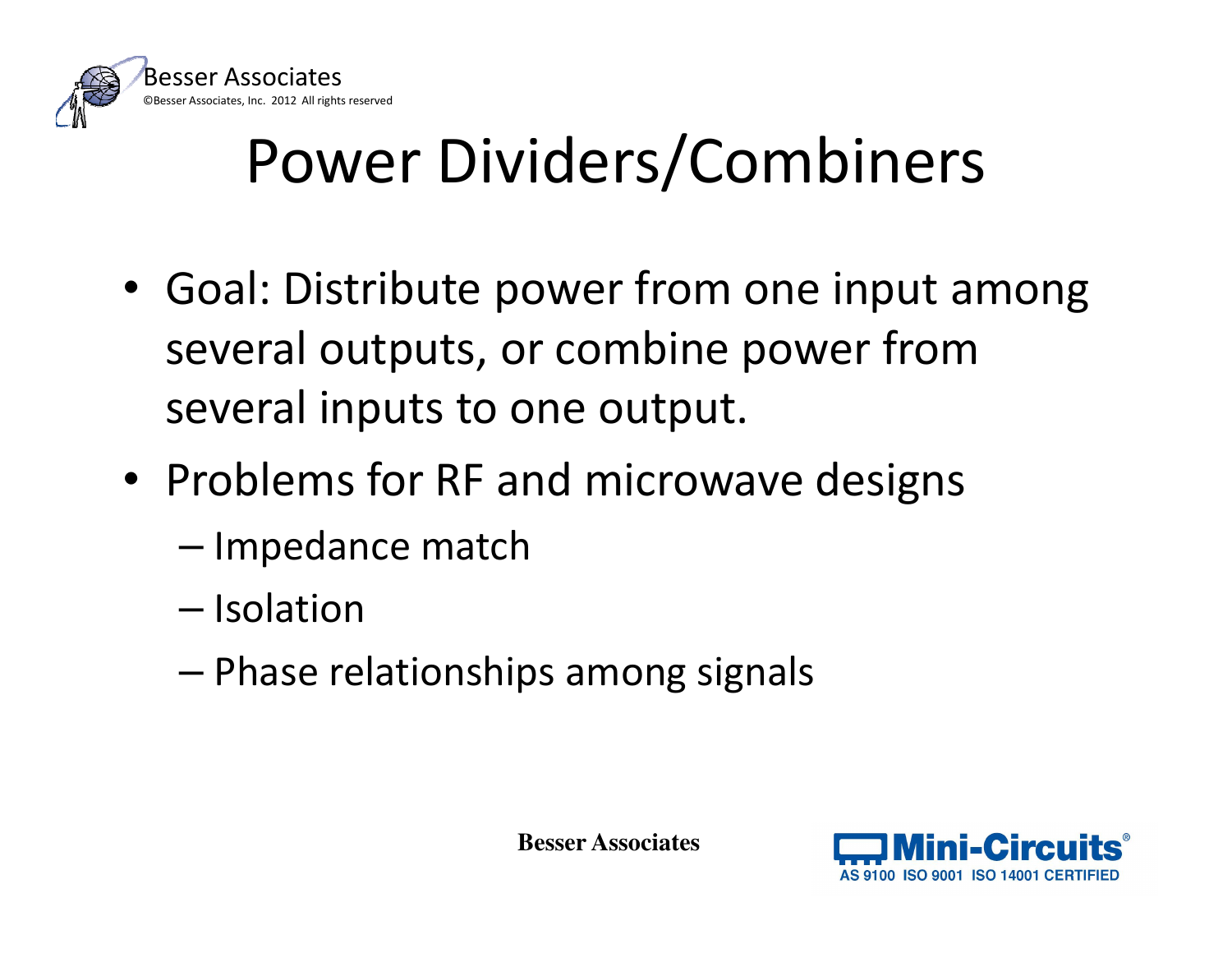# Power Dividers/Combiners

- Goal: Distribute power from one input among several outputs, or combine power from several inputs to one output.
- Problems for RF and microwave designs
  - Impedance match
  - Isolation
  - Phase relationships among signals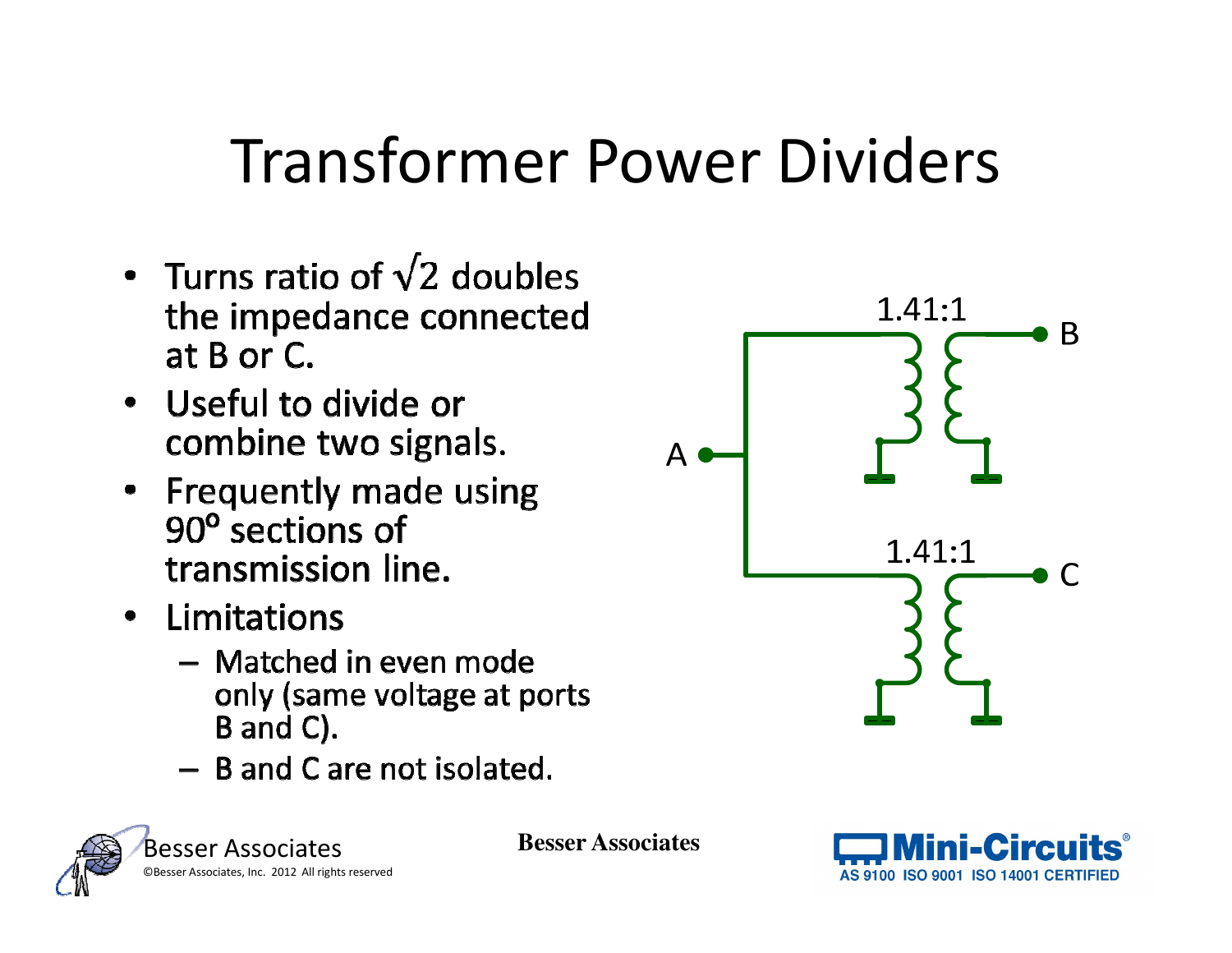# Transformer Power Dividers

- Turns ratio of $\sqrt{2}$ doubles the impedance connected at B or C.
- Useful to divide or combine two signals.
- Frequently made using 90° sections of transmission line.
- Limitations
  - Matched in even mode only (same voltage at ports B and C).
  - B and C are not isolated.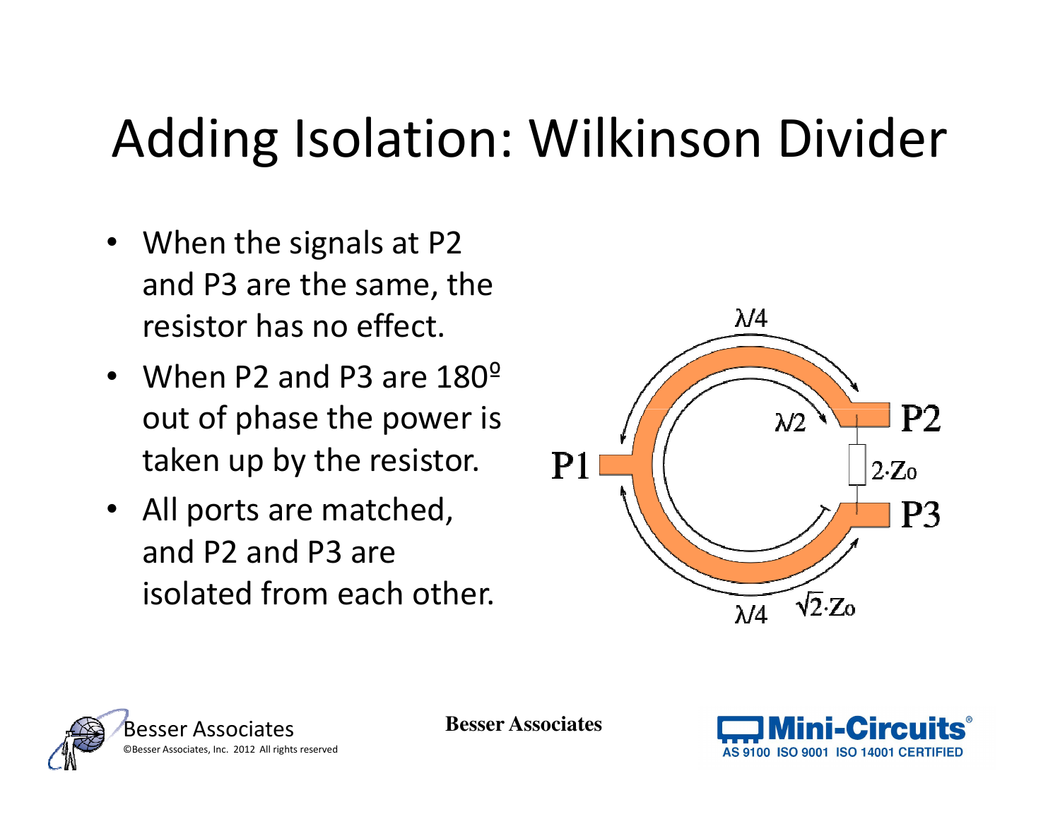# Adding Isolation: Wilkinson Divider

- When the signals at P2 and P3 are the same, the resistor has no effect.
- When P2 and P3 are 180º out of phase the power is taken up by the resistor.
- All ports are matched, and P2 and P3 are isolated from each other.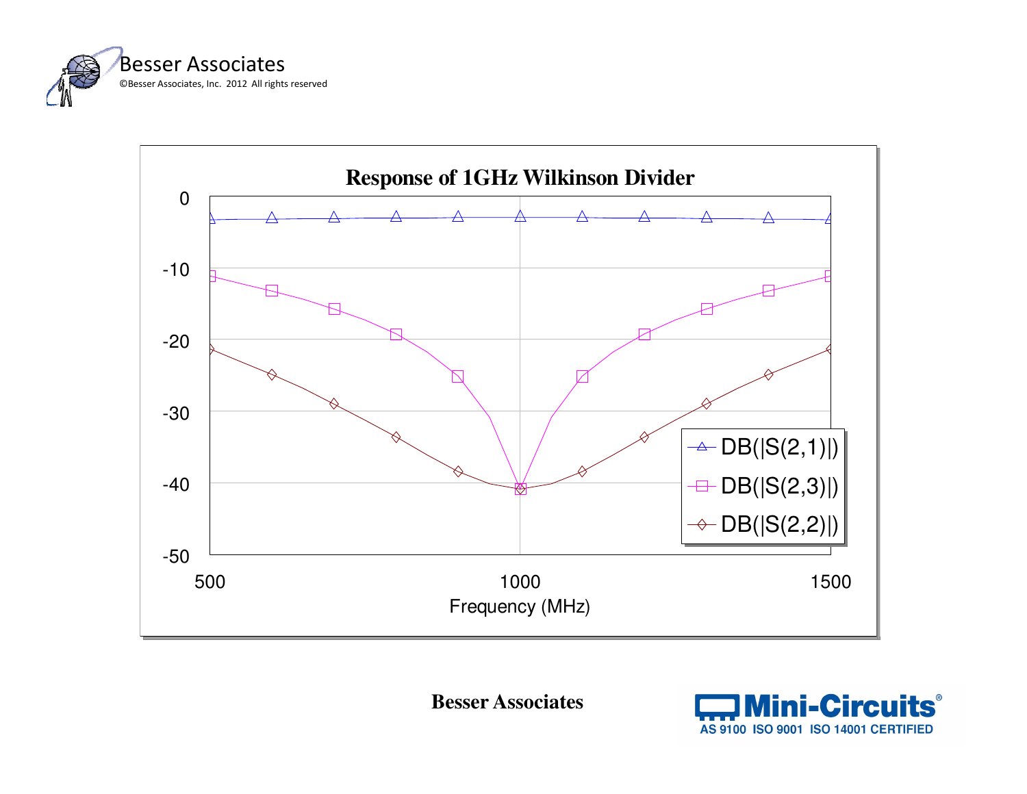**Response of 1GHz Wilkinson Divider**

Frequency (MHz)

DB(|S(2,1)|)

DB(|S(2,3)|)

DB(|S(2,2)|)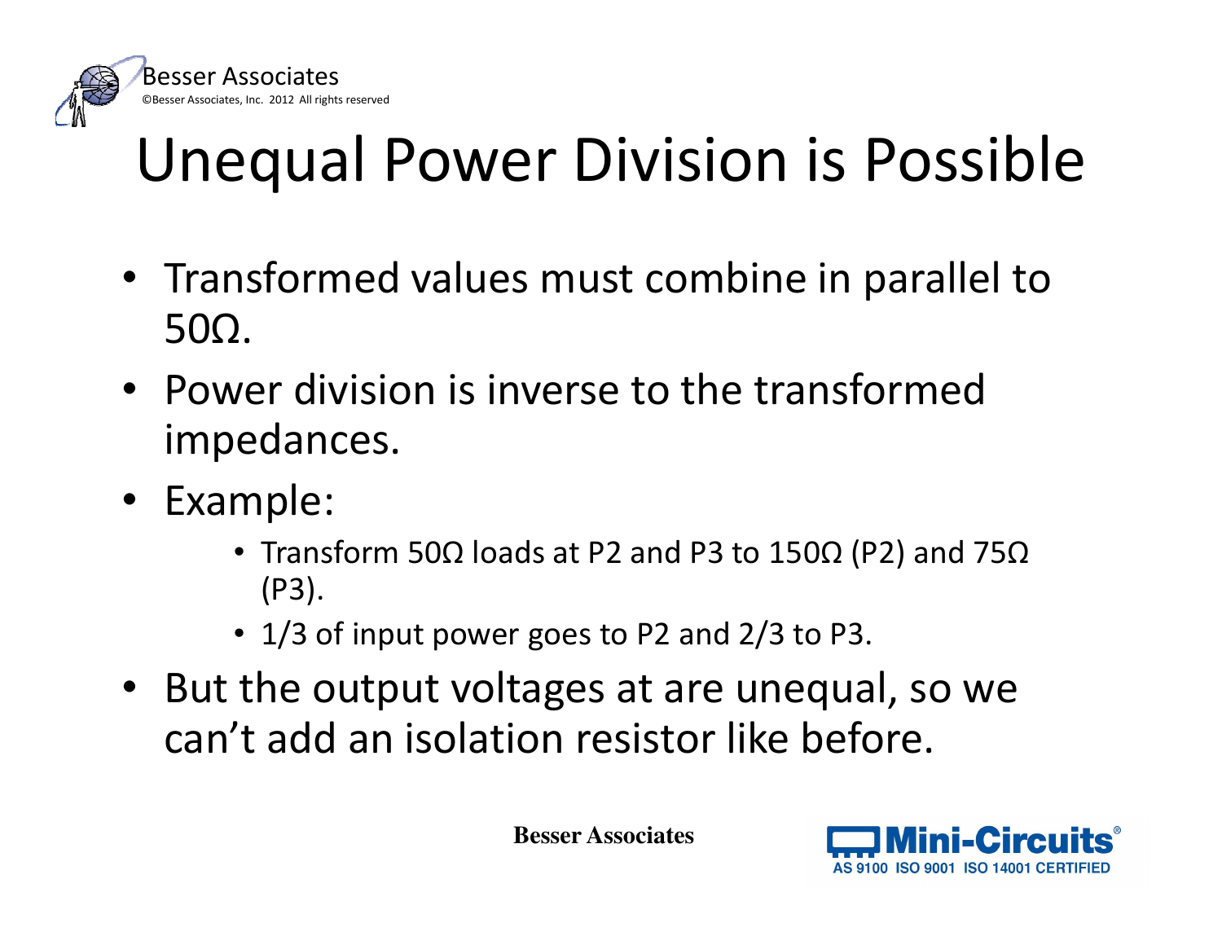# Unequal Power Division is Possible

- Transformed values must combine in parallel to 50Ω.
- Power division is inverse to the transformed impedances.
- Example:
  - Transform 50Ω loads at P2 and P3 to 150Ω (P2) and 75Ω (P3).
  - 1/3 of input power goes to P2 and 2/3 to P3.
- But the output voltages at are unequal, so we can't add an isolation resistor like before.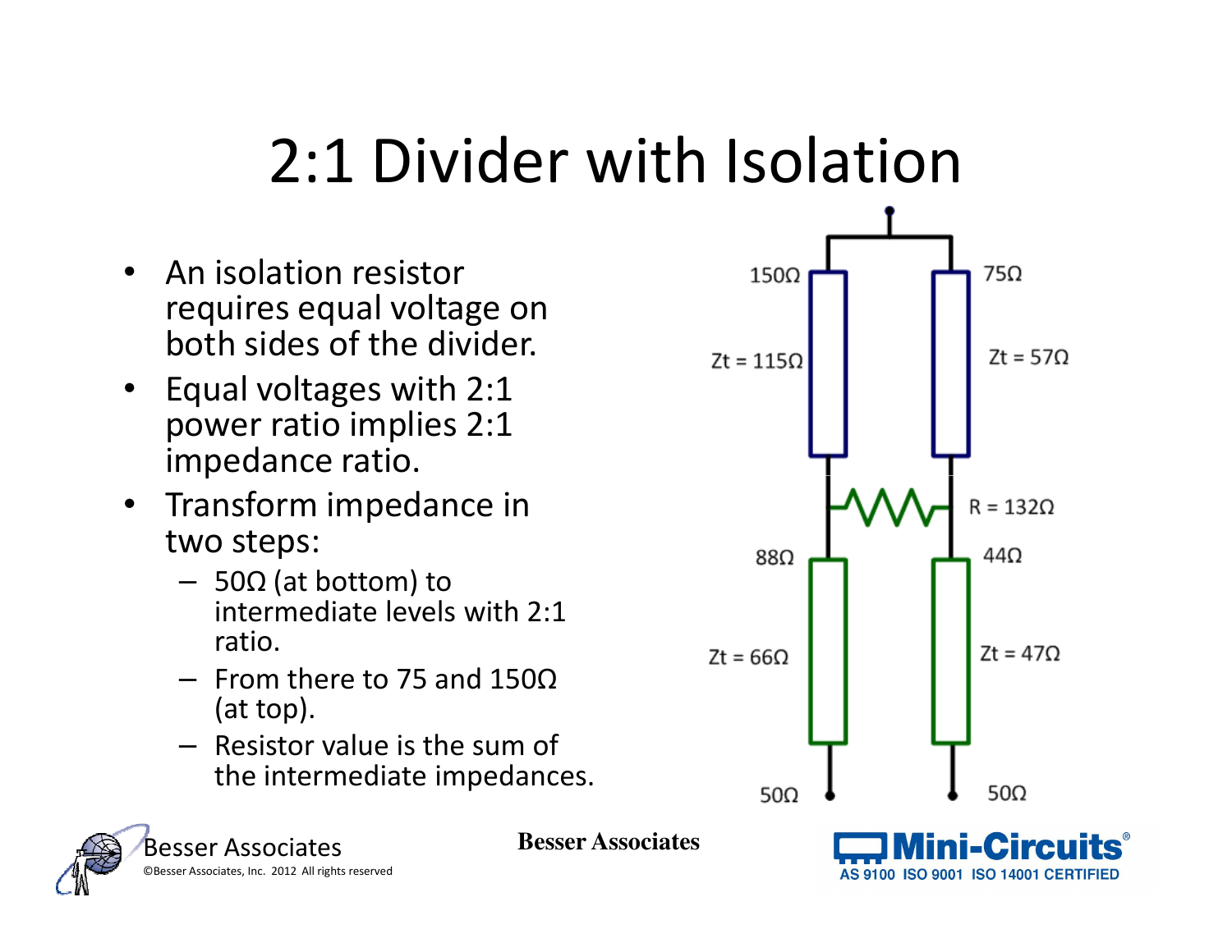# 2:1 Divider with Isolation

- An isolation resistor requires equal voltage on both sides of the divider.
- Equal voltages with 2:1 power ratio implies 2:1 impedance ratio.
- Transform impedance in two steps:
  - 50Ω (at bottom) to intermediate levels with 2:1 ratio.
  - From there to 75 and 150Ω (at top).
  - Resistor value is the sum of the intermediate impedances.

150Ω

75Ω

Zt = 115Ω

Zt = 57Ω

R = 132Ω

88Ω

44Ω

Zt = 66Ω

Zt = 47Ω

50Ω

50Ω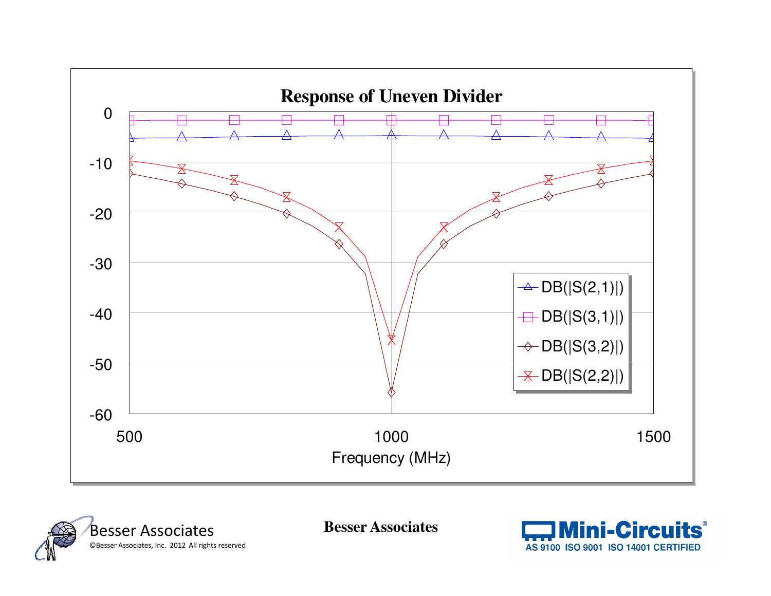# Response of Uneven Divider

Legend: DB(|S(2,1)|), DB(|S(3,1)|), DB(|S(3,2)|), DB(|S(2,2)|)

Y-axis: 0, -10, -20, -30, -40, -50, -60

X-axis: Frequency (MHz) — 500, 1000, 1500

Besser Associates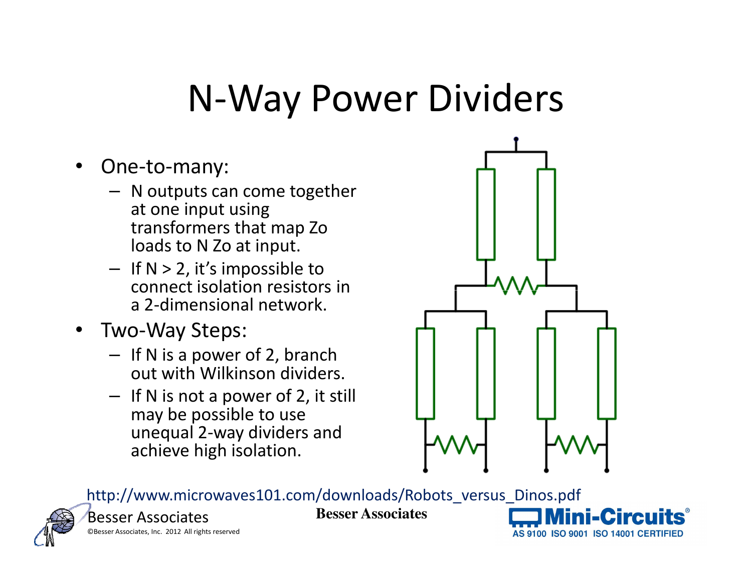# N-Way Power Dividers

- One-to-many:
  - N outputs can come together at one input using transformers that map Zo loads to N Zo at input.
  - If N > 2, it's impossible to connect isolation resistors in a 2-dimensional network.
- Two-Way Steps:
  - If N is a power of 2, branch out with Wilkinson dividers.
  - If N is not a power of 2, it still may be possible to use unequal 2-way dividers and achieve high isolation.

http://www.microwaves101.com/downloads/Robots_versus_Dinos.pdf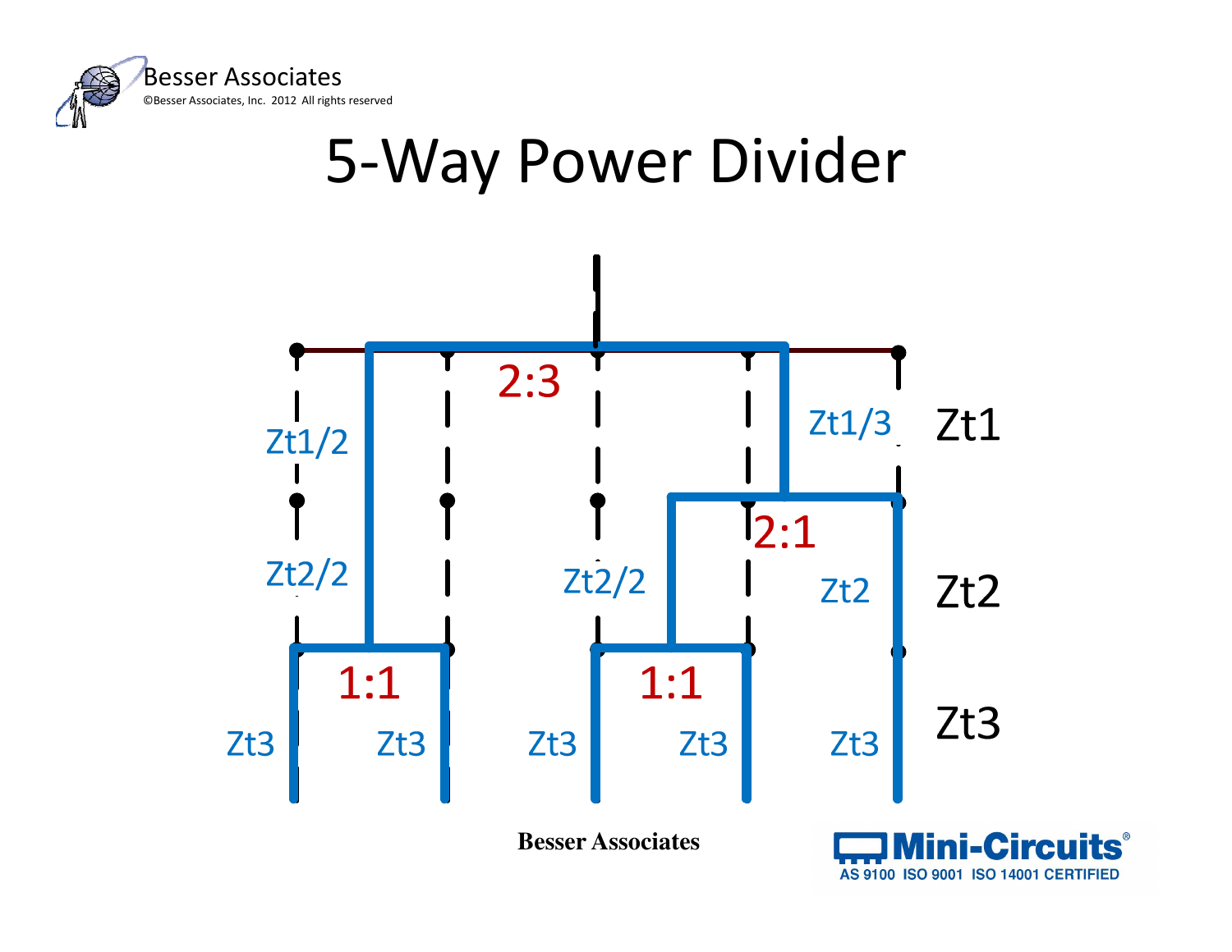# 5-Way Power Divider

2:3

Zt1/2

Zt1/3

Zt1

2:1

Zt2/2

Zt2/2

Zt2

Zt2

1:1

1:1

Zt3 Zt3 Zt3 Zt3 Zt3

Zt3

Besser Associates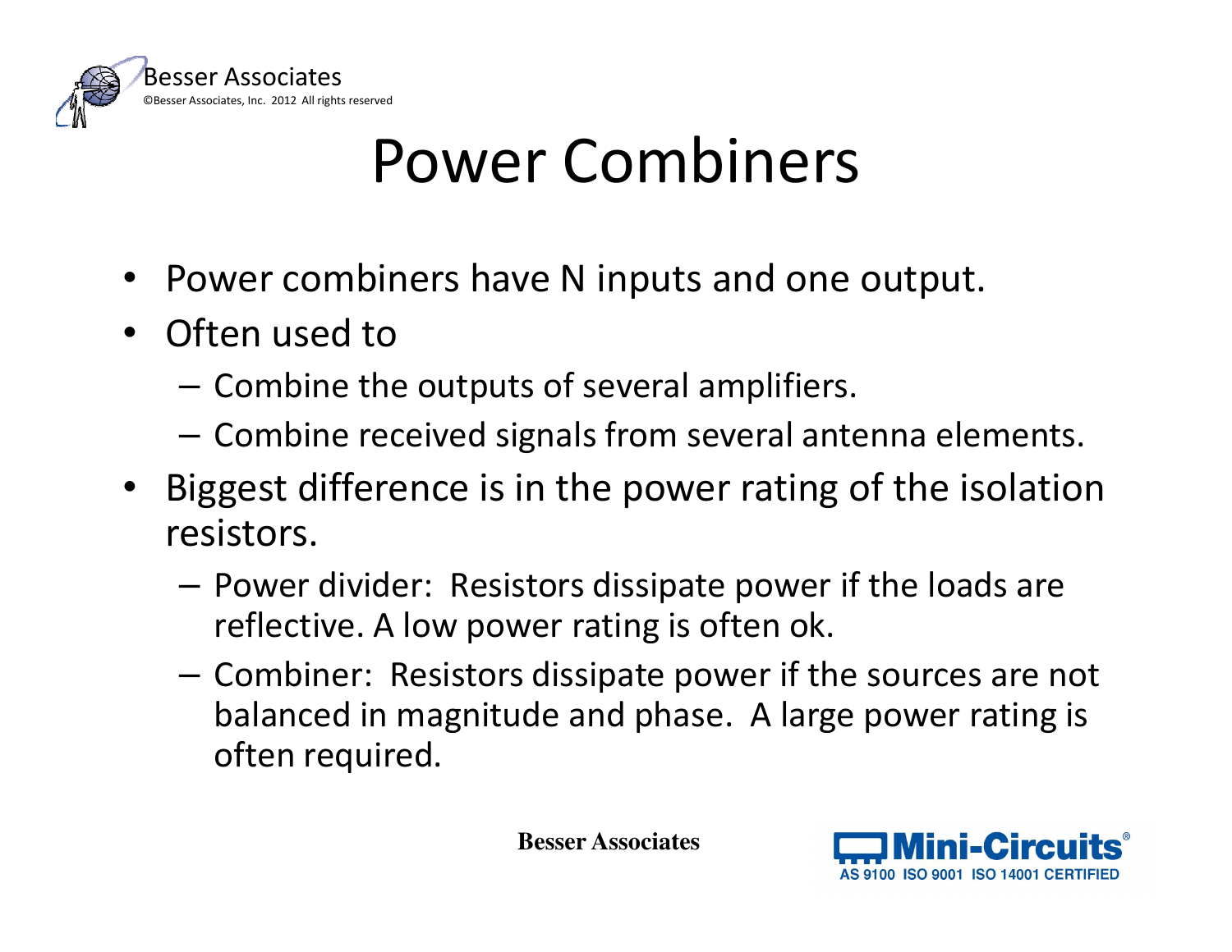# Power Combiners

- Power combiners have N inputs and one output.
- Often used to
  - Combine the outputs of several amplifiers.
  - Combine received signals from several antenna elements.
- Biggest difference is in the power rating of the isolation resistors.
  - Power divider: Resistors dissipate power if the loads are reflective. A low power rating is often ok.
  - Combiner: Resistors dissipate power if the sources are not balanced in magnitude and phase. A large power rating is often required.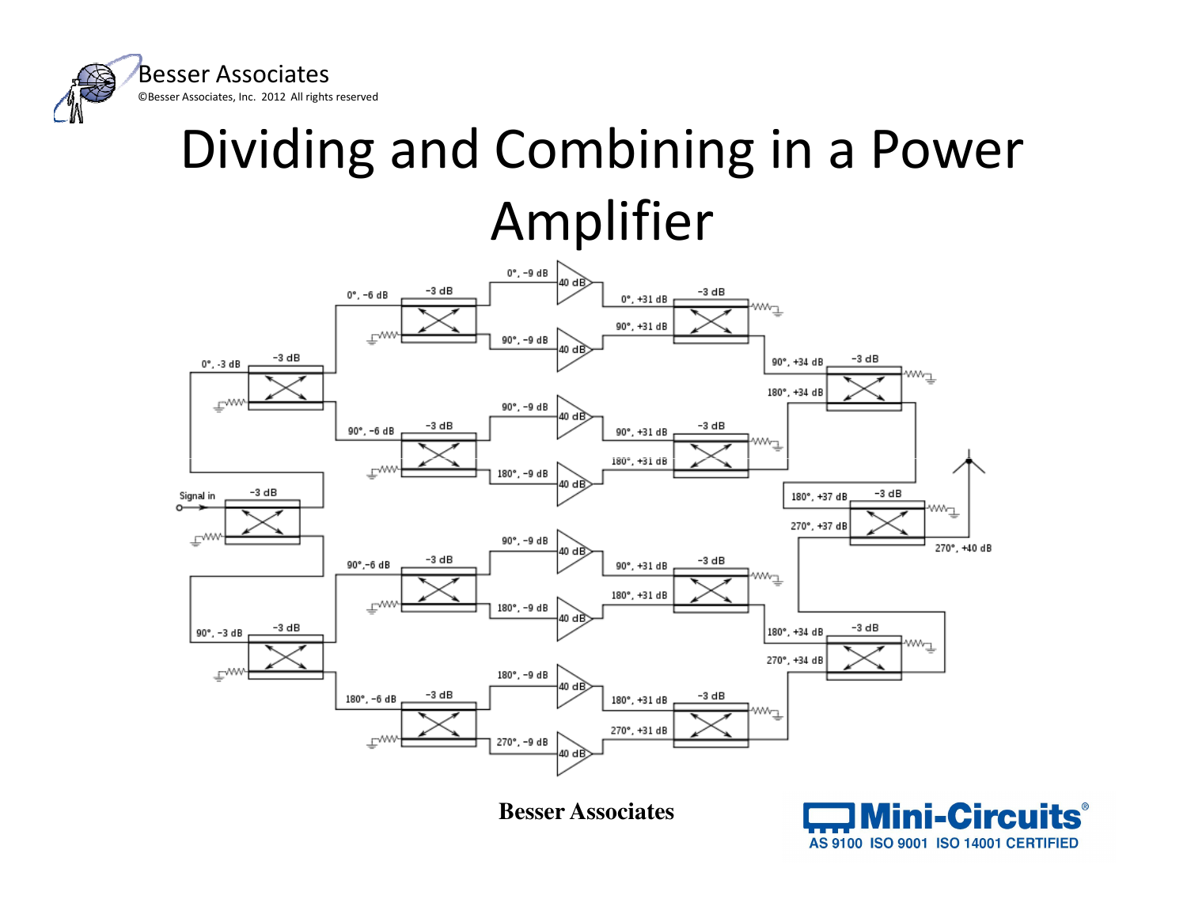# Dividing and Combining in a Power Amplifier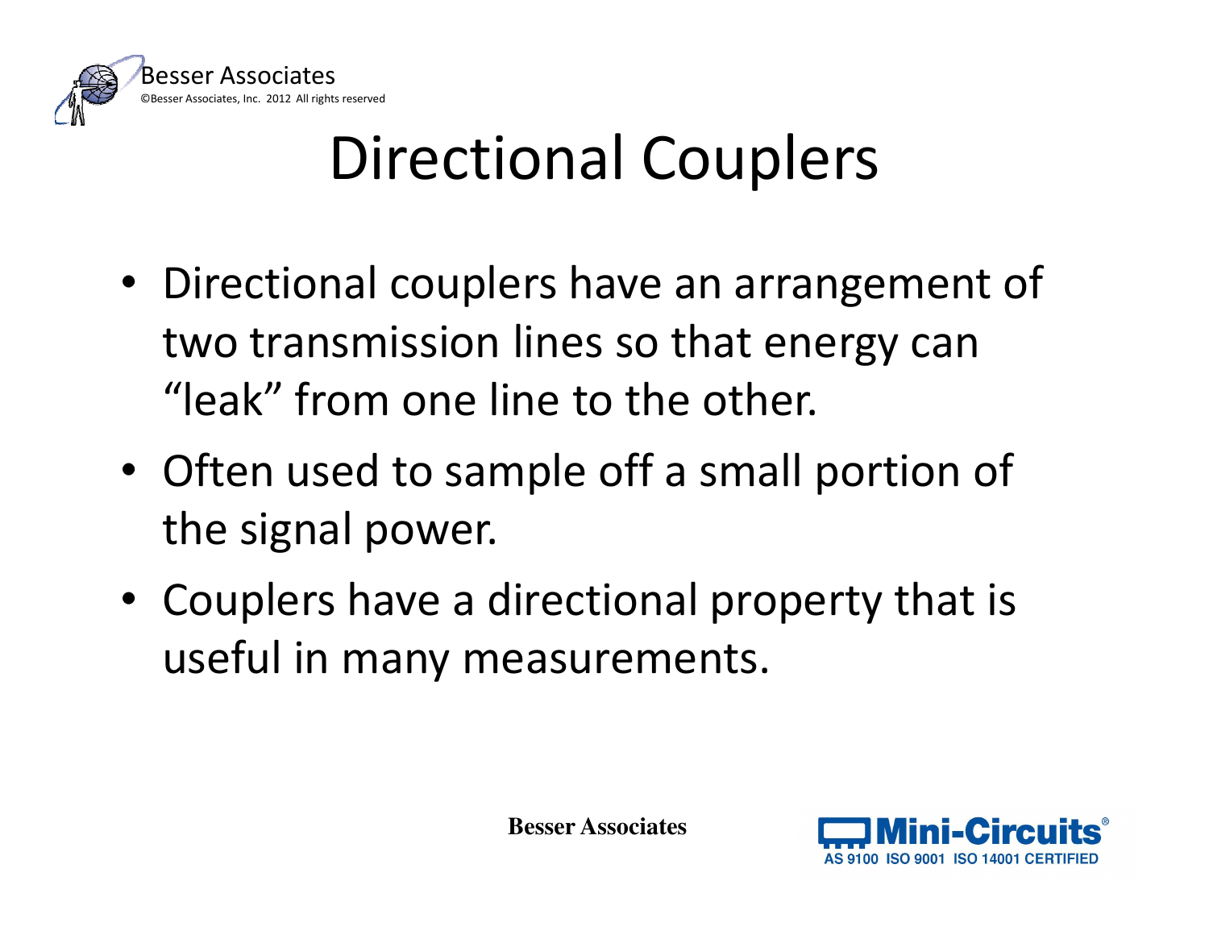# Directional Couplers

- Directional couplers have an arrangement of two transmission lines so that energy can “leak” from one line to the other.
- Often used to sample off a small portion of the signal power.
- Couplers have a directional property that is useful in many measurements.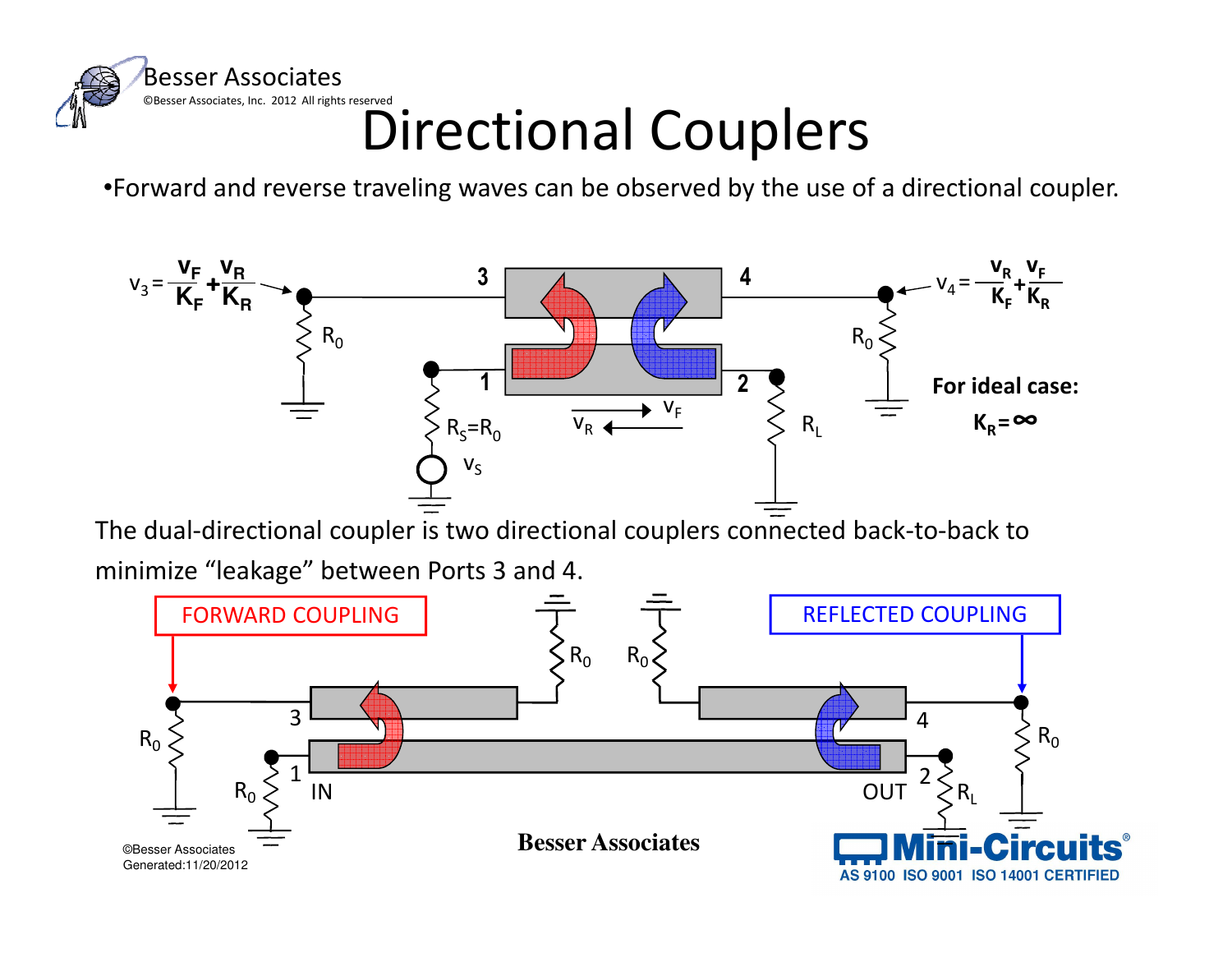# Directional Couplers

- Forward and reverse traveling waves can be observed by the use of a directional coupler.

$$v_3 = \frac{v_F}{K_F} + \frac{v_R}{K_R}$$

$$v_4 = \frac{v_R}{K_F} + \frac{v_F}{K_R}$$

**For ideal case:**

$$K_R = \infty$$

The dual-directional coupler is two directional couplers connected back-to-back to minimize "leakage" between Ports 3 and 4.

FORWARD COUPLING

REFLECTED COUPLING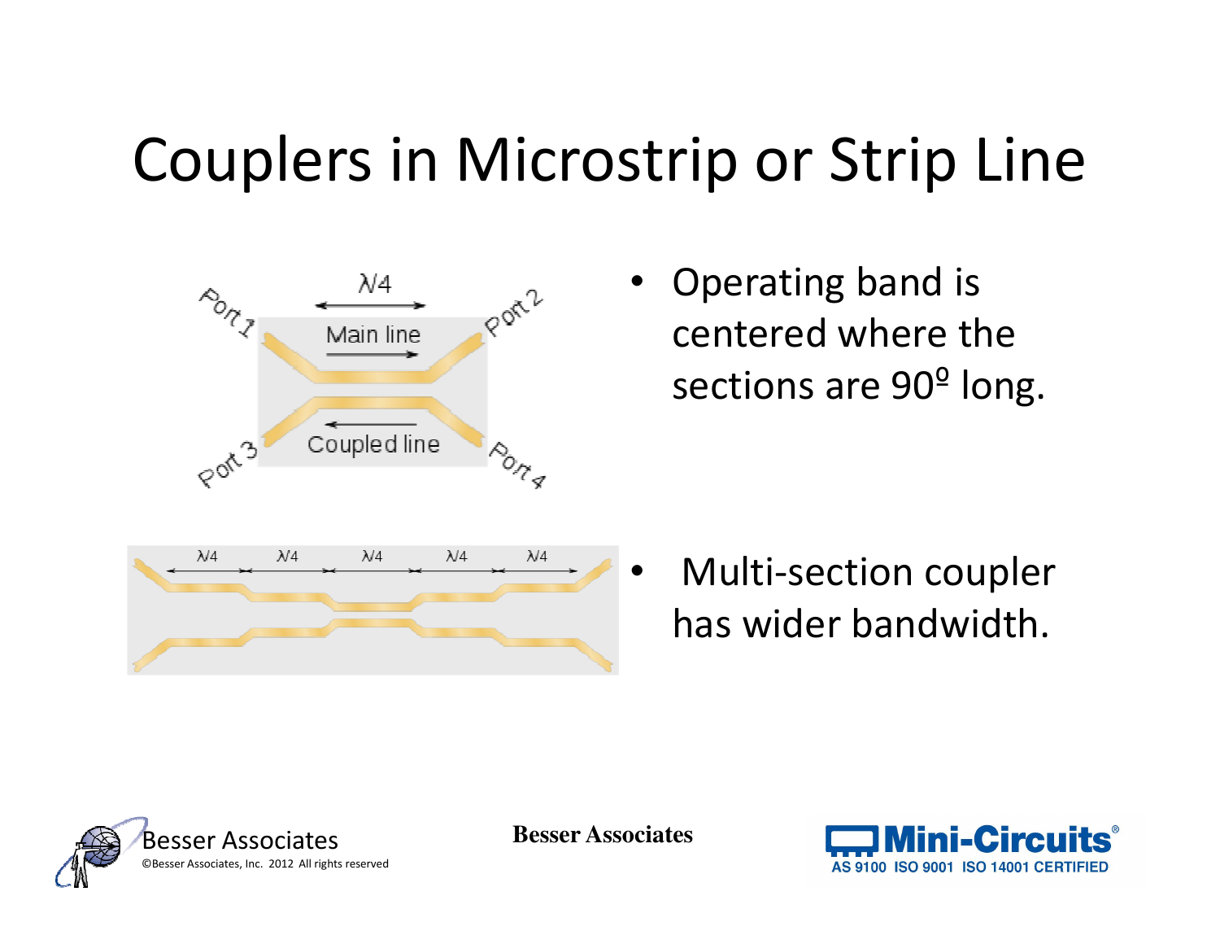# Couplers in Microstrip or Strip Line

- Operating band is centered where the sections are 90º long.

- Multi-section coupler has wider bandwidth.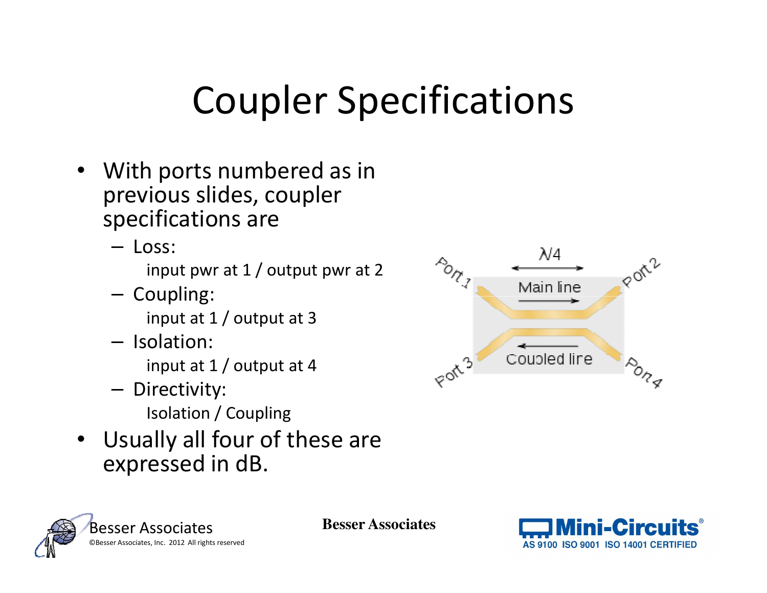# Coupler Specifications

- With ports numbered as in previous slides, coupler specifications are
  - Loss:
    - input pwr at 1 / output pwr at 2
  - Coupling:
    - input at 1 / output at 3
  - Isolation:
    - input at 1 / output at 4
  - Directivity:
    - Isolation / Coupling
- Usually all four of these are expressed in dB.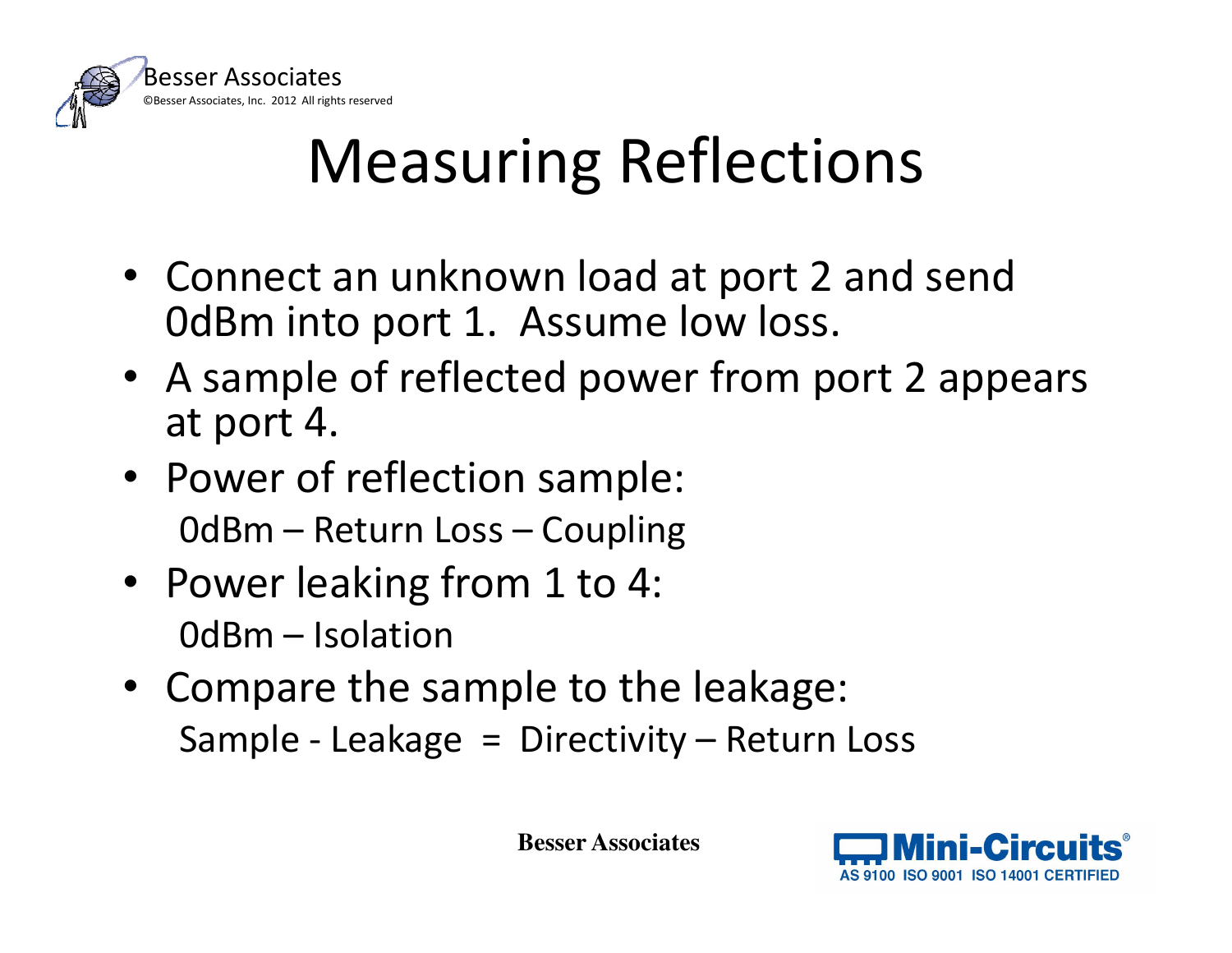# Measuring Reflections

- Connect an unknown load at port 2 and send 0dBm into port 1. Assume low loss.
- A sample of reflected power from port 2 appears at port 4.
- Power of reflection sample:
  0dBm – Return Loss – Coupling
- Power leaking from 1 to 4:
  0dBm – Isolation
- Compare the sample to the leakage:
  Sample - Leakage = Directivity – Return Loss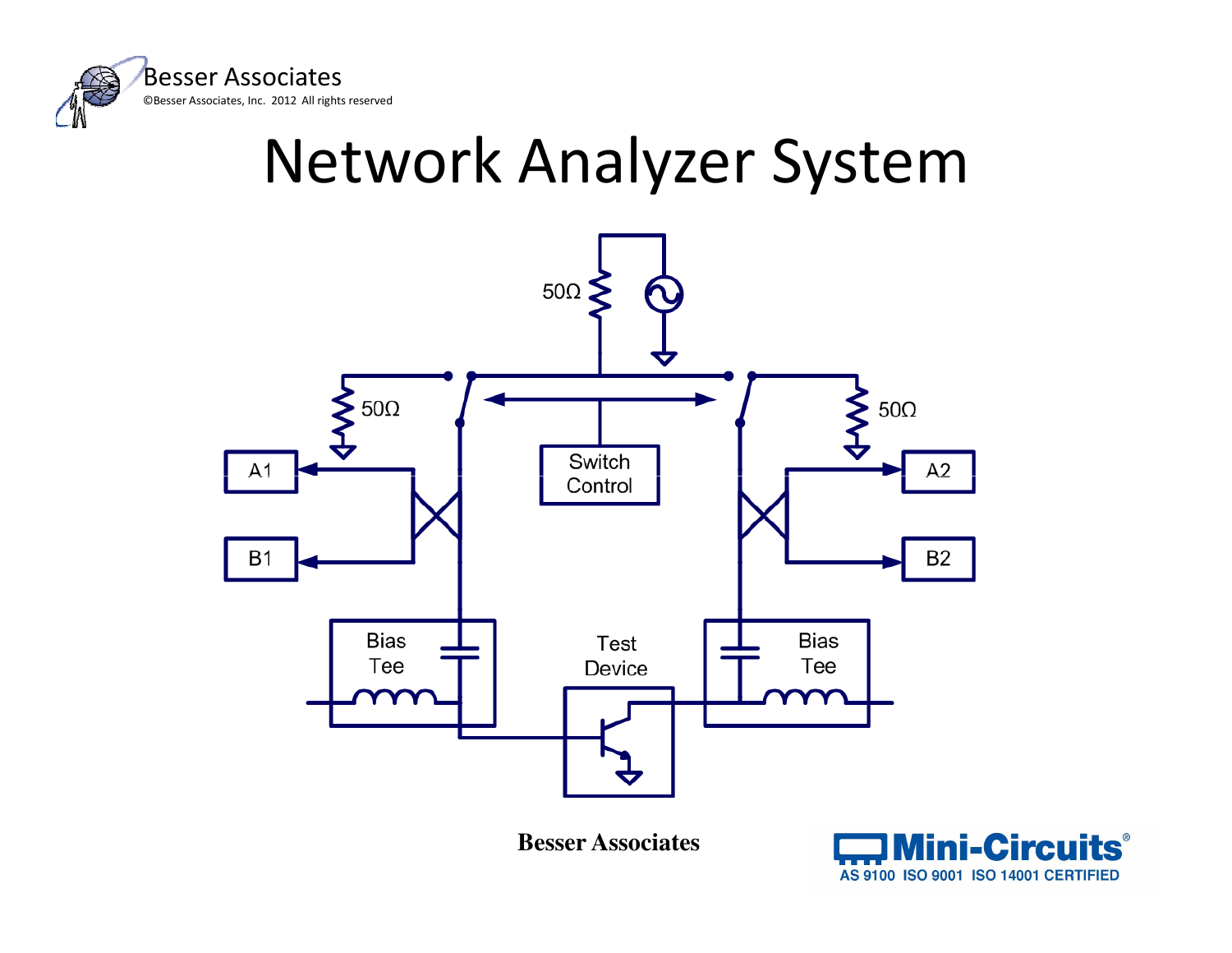# Network Analyzer System

50Ω

50Ω

50Ω

Switch Control

A1

B1

A2

B2

Bias Tee

Bias Tee

Test Device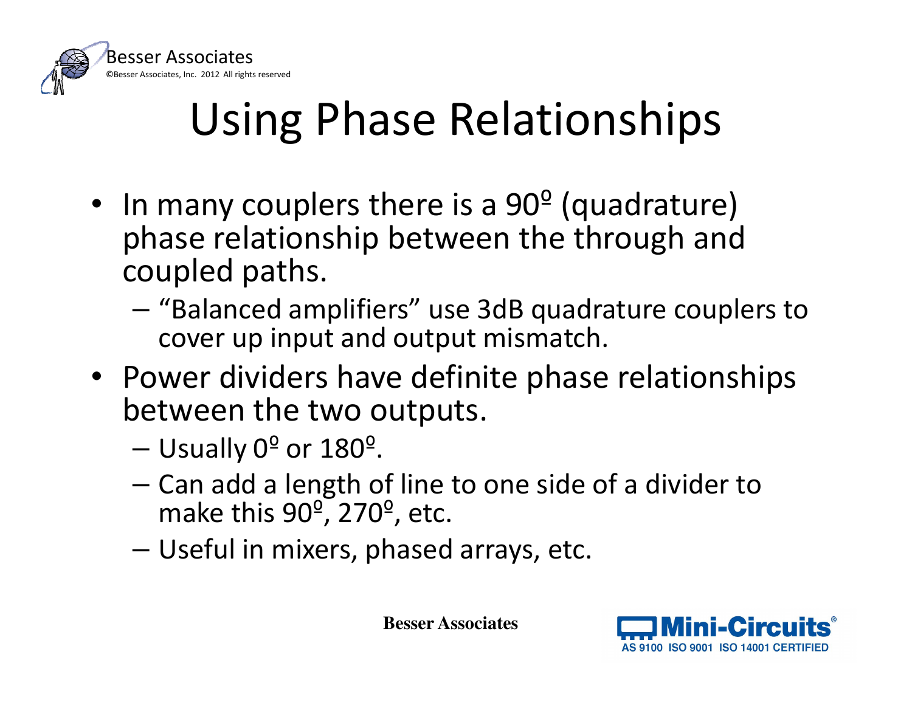# Using Phase Relationships

- In many couplers there is a 90º (quadrature) phase relationship between the through and coupled paths.
  - "Balanced amplifiers" use 3dB quadrature couplers to cover up input and output mismatch.
- Power dividers have definite phase relationships between the two outputs.
  - Usually 0º or 180º.
  - Can add a length of line to one side of a divider to make this 90º, 270º, etc.
  - Useful in mixers, phased arrays, etc.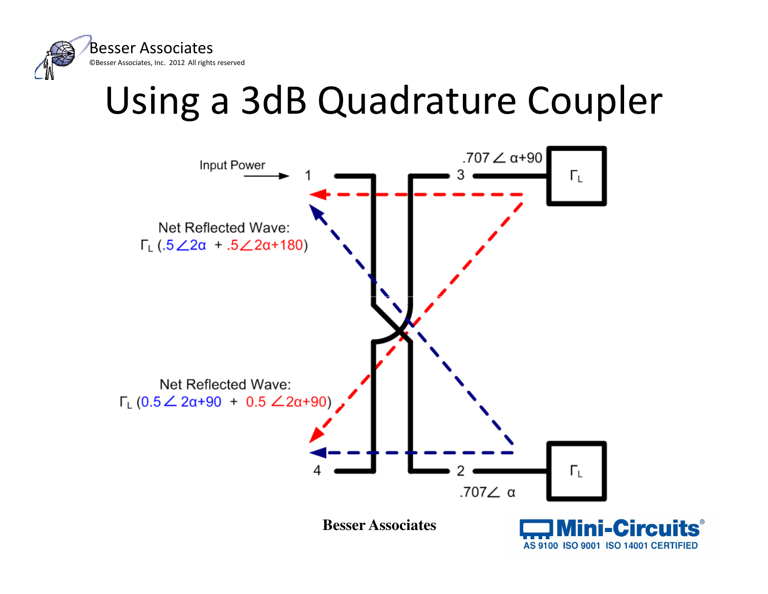# Using a 3dB Quadrature Coupler

Input Power → 1

3 $.707\angle \alpha+90$ — $\Gamma_L$

2 $.707\angle \alpha$ — $\Gamma_L$

4

Net Reflected Wave:
$\Gamma_L$ ($.5\angle 2\alpha$ + $.5\angle 2\alpha+180$)

Net Reflected Wave:
$\Gamma_L$ ($0.5\angle 2\alpha+90$ + $0.5\angle 2\alpha+90$)

Besser Associates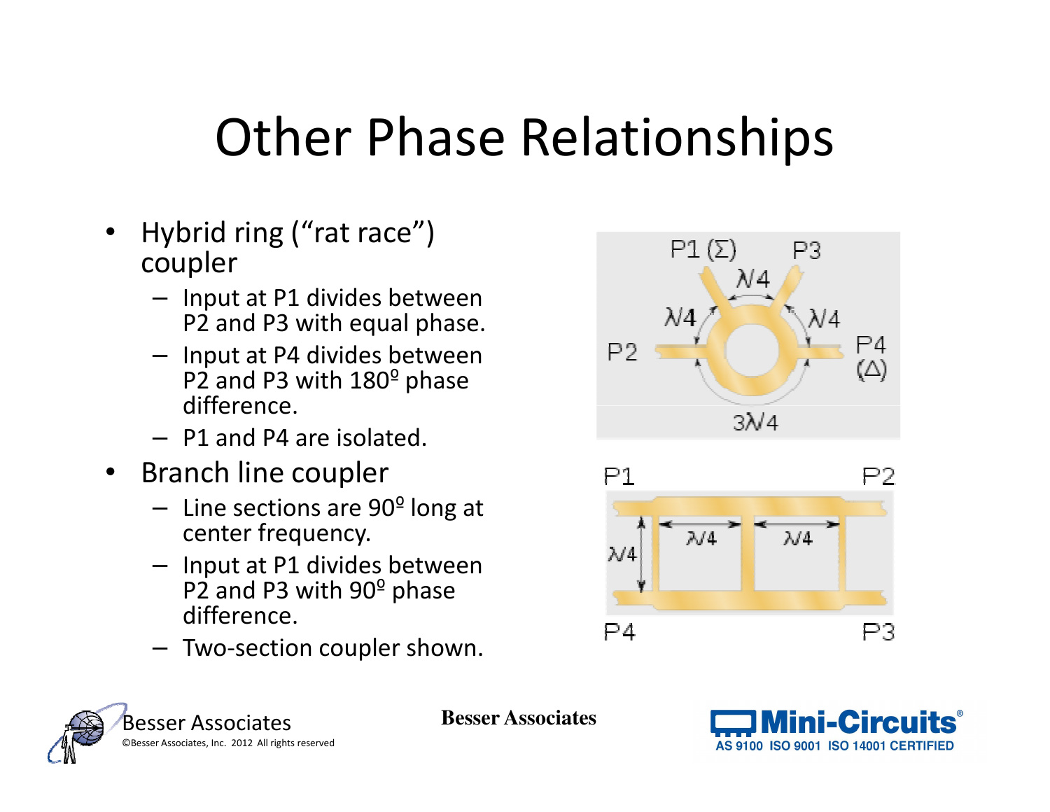# Other Phase Relationships

- Hybrid ring ("rat race") coupler
  - Input at P1 divides between P2 and P3 with equal phase.
  - Input at P4 divides between P2 and P3 with 180º phase difference.
  - P1 and P4 are isolated.
- Branch line coupler
  - Line sections are 90º long at center frequency.
  - Input at P1 divides between P2 and P3 with 90º phase difference.
  - Two-section coupler shown.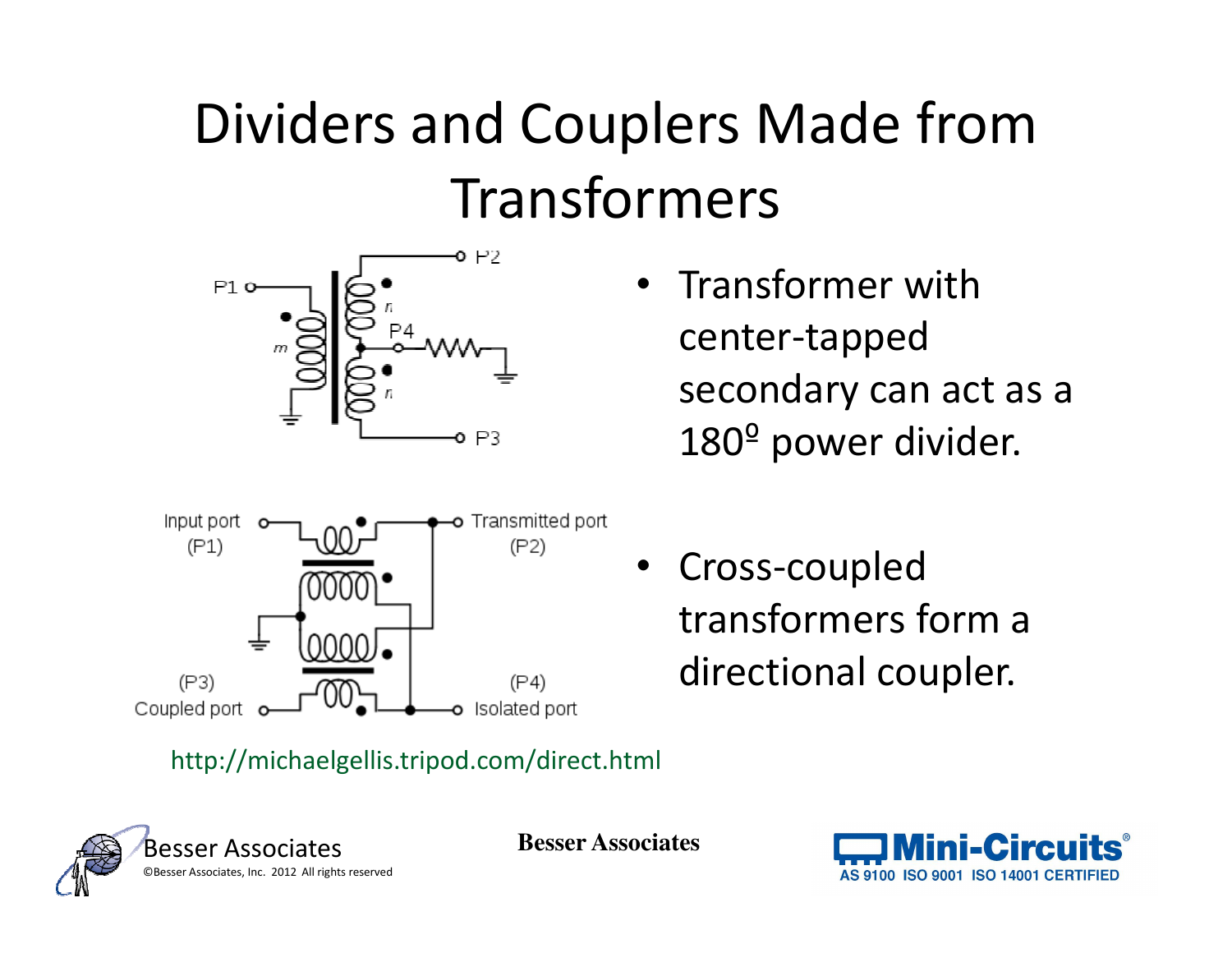# Dividers and Couplers Made from Transformers

- Transformer with center-tapped secondary can act as a 180º power divider.
- Cross-coupled transformers form a directional coupler.

http://michaelgellis.tripod.com/direct.html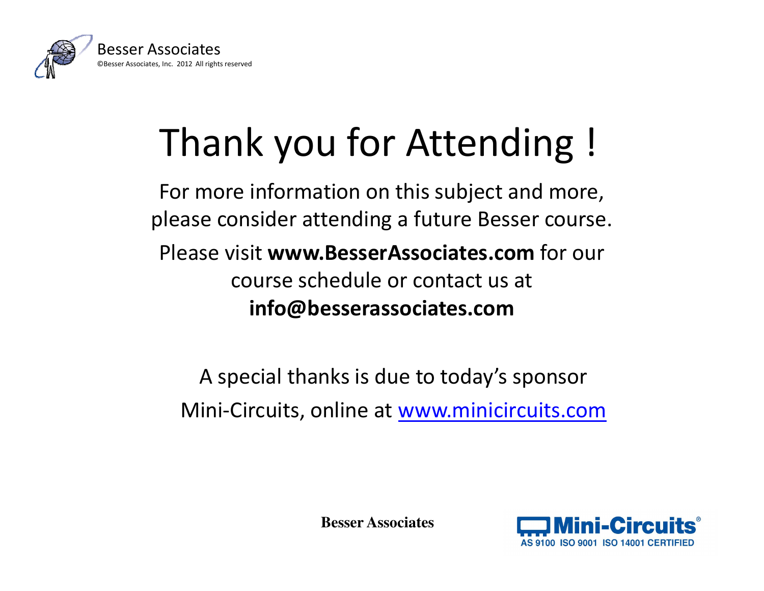# Thank you for Attending !

For more information on this subject and more, please consider attending a future Besser course.

Please visit **www.BesserAssociates.com** for our course schedule or contact us at **info@besserassociates.com**

A special thanks is due to today's sponsor Mini-Circuits, online at www.minicircuits.com